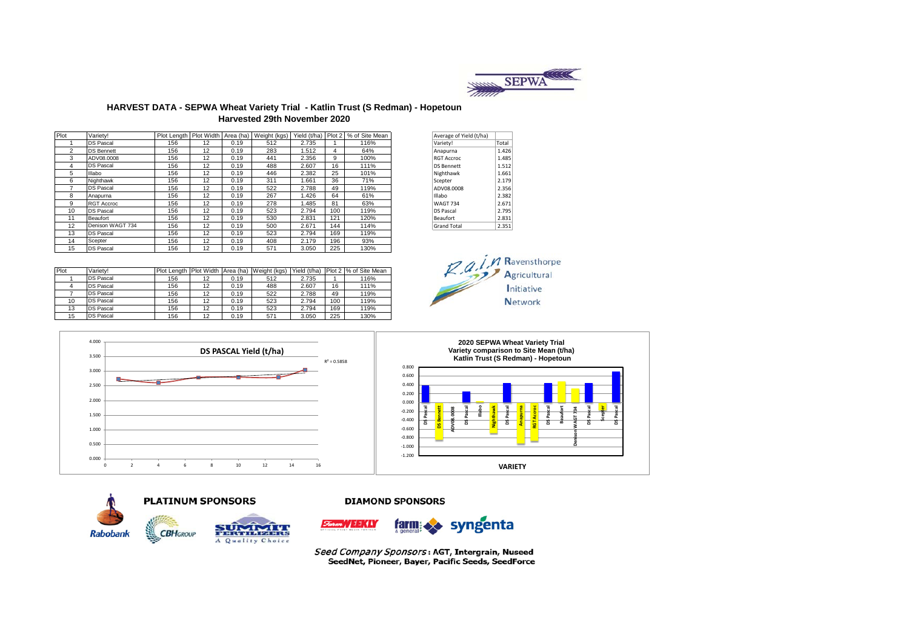# HARVEST DATA - SEPWA Wheat Variety Trial - Katlin Trust (S Redman) - Hopetoun

## Harvested 29th November 2020

| Plot | Variety! | Plot Length | Plot Width | Area (ha) | Weight (kgs) | Yield (t/ha) | Plot 2 | % of Site Mean |
|---|---|---|---|---|---|---|---|---|
| 1 | DS Pascal | 156 | 12 | 0.19 | 512 | 2.735 | 1 | 116% |
| 2 | DS Bennett | 156 | 12 | 0.19 | 283 | 1.512 | 4 | 64% |
| 3 | ADV08.0008 | 156 | 12 | 0.19 | 441 | 2.356 | 9 | 100% |
| 4 | DS Pascal | 156 | 12 | 0.19 | 488 | 2.607 | 16 | 111% |
| 5 | Illabo | 156 | 12 | 0.19 | 446 | 2.382 | 25 | 101% |
| 6 | Nighthawk | 156 | 12 | 0.19 | 311 | 1.661 | 36 | 71% |
| 7 | DS Pascal | 156 | 12 | 0.19 | 522 | 2.788 | 49 | 119% |
| 8 | Anapurna | 156 | 12 | 0.19 | 267 | 1.426 | 64 | 61% |
| 9 | RGT Accroc | 156 | 12 | 0.19 | 278 | 1.485 | 81 | 63% |
| 10 | DS Pascal | 156 | 12 | 0.19 | 523 | 2.794 | 100 | 119% |
| 11 | Beaufort | 156 | 12 | 0.19 | 530 | 2.831 | 121 | 120% |
| 12 | Denison WAGT 734 | 156 | 12 | 0.19 | 500 | 2.671 | 144 | 114% |
| 13 | DS Pascal | 156 | 12 | 0.19 | 523 | 2.794 | 169 | 119% |
| 14 | Scepter | 156 | 12 | 0.19 | 408 | 2.179 | 196 | 93% |
| 15 | DS Pascal | 156 | 12 | 0.19 | 571 | 3.050 | 225 | 130% |

| Average of Yield (t/ha) | |
|---|---|
| Variety! | Total |
| Anapurna | 1.426 |
| RGT Accroc | 1.485 |
| DS Bennett | 1.512 |
| Nighthawk | 1.661 |
| Scepter | 2.179 |
| ADV08.0008 | 2.356 |
| Illabo | 2.382 |
| WAGT 734 | 2.671 |
| DS Pascal | 2.795 |
| Beaufort | 2.831 |
| Grand Total | 2.351 |

| Plot | Variety! | Plot Length | Plot Width | Area (ha) | Weight (kgs) | Yield (t/ha) | Plot 2 | % of Site Mean |
|---|---|---|---|---|---|---|---|---|
| 1 | DS Pascal | 156 | 12 | 0.19 | 512 | 2.735 | 1 | 116% |
| 4 | DS Pascal | 156 | 12 | 0.19 | 488 | 2.607 | 16 | 111% |
| 7 | DS Pascal | 156 | 12 | 0.19 | 522 | 2.788 | 49 | 119% |
| 10 | DS Pascal | 156 | 12 | 0.19 | 523 | 2.794 | 100 | 119% |
| 13 | DS Pascal | 156 | 12 | 0.19 | 523 | 2.794 | 169 | 119% |
| 15 | DS Pascal | 156 | 12 | 0.19 | 571 | 3.050 | 225 | 130% |

**DS PASCAL Yield (t/ha)**

$R^2 = 0.5858$

**2020 SEPWA Wheat Variety Trial**
**Variety comparison to Site Mean (t/ha)**
**Katlin Trust (S Redman) - Hopetoun**

VARIETY

**PLATINUM SPONSORS**

**DIAMOND SPONSORS**

*Seed Company Sponsors*: AGT, Intergrain, Nuseed SeedNet, Pioneer, Bayer, Pacific Seeds, SeedForce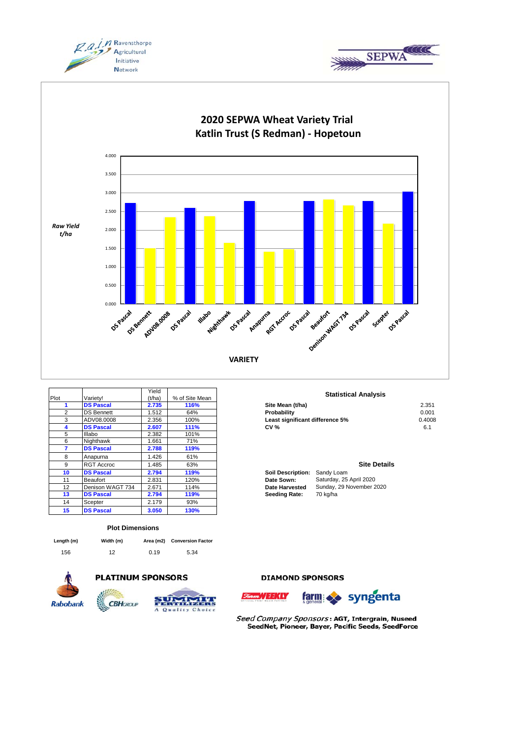# 2020 SEPWA Wheat Variety Trial
## Katlin Trust (S Redman) - Hopetoun

| Plot | Variety! | Yield (t/ha) | % of Site Mean |
|---|---|---|---|
| **1** | **DS Pascal** | **2.735** | **116%** |
| 2 | DS Bennett | 1.512 | 64% |
| 3 | ADV08.0008 | 2.356 | 100% |
| **4** | **DS Pascal** | **2.607** | **111%** |
| 5 | Illabo | 2.382 | 101% |
| 6 | Nighthawk | 1.661 | 71% |
| **7** | **DS Pascal** | **2.788** | **119%** |
| 8 | Anapurna | 1.426 | 61% |
| 9 | RGT Accroc | 1.485 | 63% |
| **10** | **DS Pascal** | **2.794** | **119%** |
| 11 | Beaufort | 2.831 | 120% |
| 12 | Denison WAGT 734 | 2.671 | 114% |
| **13** | **DS Pascal** | **2.794** | **119%** |
| 14 | Scepter | 2.179 | 93% |
| **15** | **DS Pascal** | **3.050** | **130%** |

### Statistical Analysis

| | |
|---|---|
| **Site Mean (t/ha)** | 2.351 |
| **Probability** | 0.001 |
| **Least significant difference 5%** | 0.4008 |
| **CV %** | 6.1 |

### Site Details

| | |
|---|---|
| **Soil Description:** | Sandy Loam |
| **Date Sown:** | Saturday, 25 April 2020 |
| **Date Harvested** | Sunday, 29 November 2020 |
| **Seeding Rate:** | 70 kg/ha |

### Plot Dimensions

| Length (m) | Width (m) | Area (m2) | Conversion Factor |
|---|---|---|---|
| 156 | 12 | 0.19 | 5.34 |

**PLATINUM SPONSORS**

**DIAMOND SPONSORS**

*Seed Company Sponsors*: **AGT, Intergrain, Nuseed SeedNet, Pioneer, Bayer, Pacific Seeds, SeedForce**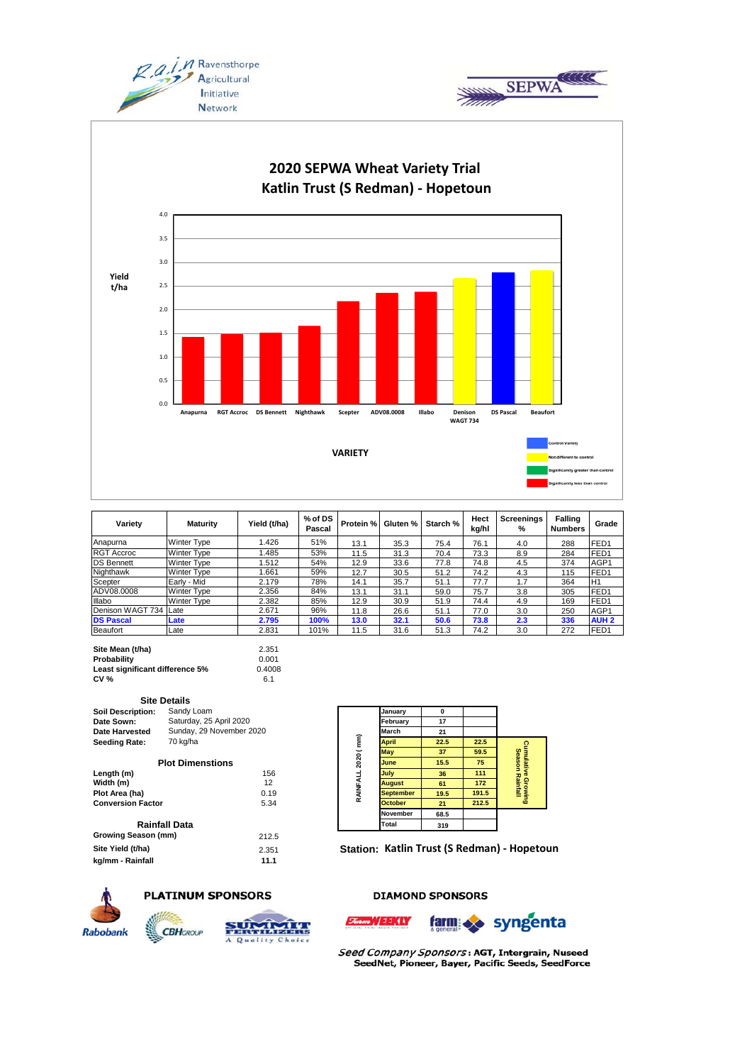Ravensthorpe Agricultural Initiative Network

SEPWA

# 2020 SEPWA Wheat Variety Trial
## Katlin Trust (S Redman) - Hopetoun

Yield t/ha

4.0
3.5
3.0
2.5
2.0
1.5
1.0
0.5
0.0

Anapurna
RGT Accroc
DS Bennett
Nighthawk
Scepter
ADV08.0008
Illabo
Denison WAGT 734
DS Pascal
Beaufort

VARIETY

Control Variety
Not different to control
Significantly greater than control
Significantly less than control

| Variety | Maturity | Yield (t/ha) | % of DS Pascal | Protein % | Gluten % | Starch % | Hect kg/hl | Screenings % | Falling Numbers | Grade |
|---|---|---|---|---|---|---|---|---|---|---|
| Anapurna | Winter Type | 1.426 | 51% | 13.1 | 35.3 | 75.4 | 76.1 | 4.0 | 288 | FED1 |
| RGT Accroc | Winter Type | 1.485 | 53% | 11.5 | 31.3 | 70.4 | 73.3 | 8.9 | 284 | FED1 |
| DS Bennett | Winter Type | 1.512 | 54% | 12.9 | 33.6 | 77.8 | 74.8 | 4.5 | 374 | AGP1 |
| Nighthawk | Winter Type | 1.661 | 59% | 12.7 | 30.5 | 51.2 | 74.2 | 4.3 | 115 | FED1 |
| Scepter | Early - Mid | 2.179 | 78% | 14.1 | 35.7 | 51.1 | 77.7 | 1.7 | 364 | H1 |
| ADV08.0008 | Winter Type | 2.356 | 84% | 13.1 | 31.1 | 59.0 | 75.7 | 3.8 | 305 | FED1 |
| Illabo | Winter Type | 2.382 | 85% | 12.9 | 30.9 | 51.9 | 74.4 | 4.9 | 169 | FED1 |
| Denison WAGT 734 | Late | 2.671 | 96% | 11.8 | 26.6 | 51.1 | 77.0 | 3.0 | 250 | AGP1 |
| **DS Pascal** | **Late** | **2.795** | **100%** | **13.0** | **32.1** | **50.6** | **73.8** | **2.3** | **336** | **AUH 2** |
| Beaufort | Late | 2.831 | 101% | 11.5 | 31.6 | 51.3 | 74.2 | 3.0 | 272 | FED1 |

| | |
|---|---|
| **Site Mean (t/ha)** | 2.351 |
| **Probability** | 0.001 |
| **Least significant difference 5%** | 0.4008 |
| **CV %** | 6.1 |

### Site Details

| | |
|---|---|
| **Soil Description:** | Sandy Loam |
| **Date Sown:** | Saturday, 25 April 2020 |
| **Date Harvested** | Sunday, 29 November 2020 |
| **Seeding Rate:** | 70 kg/ha |

### Plot Dimentions

| | |
|---|---|
| **Length (m)** | 156 |
| **Width (m)** | 12 |
| **Plot Area (ha)** | 0.19 |
| **Conversion Factor** | 5.34 |

### Rainfall Data

| | |
|---|---|
| **Growing Season (mm)** | 212.5 |
| **Site Yield (t/ha)** | 2.351 |
| **kg/mm - Rainfall** | **11.1** |

RAINFALL 2020 (mm)

| Month | Rainfall | Cumulative Growing Season Rainfall |
|---|---|---|
| January | 0 | |
| February | 17 | |
| March | 21 | |
| April | 22.5 | 22.5 |
| May | 37 | 59.5 |
| June | 15.5 | 75 |
| July | 36 | 111 |
| August | 61 | 172 |
| September | 19.5 | 191.5 |
| October | 21 | 212.5 |
| November | 68.5 | |
| Total | 319 | |

**Station: Katlin Trust (S Redman) - Hopetoun**

**PLATINUM SPONSORS**

Rabobank, CBH Group, Summit Fertilizers

**DIAMOND SPONSORS**

Farm Weekly, farm & general, syngenta

*Seed Company Sponsors*: **AGT, Intergrain, Nuseed SeedNet, Pioneer, Bayer, Pacific Seeds, SeedForce**